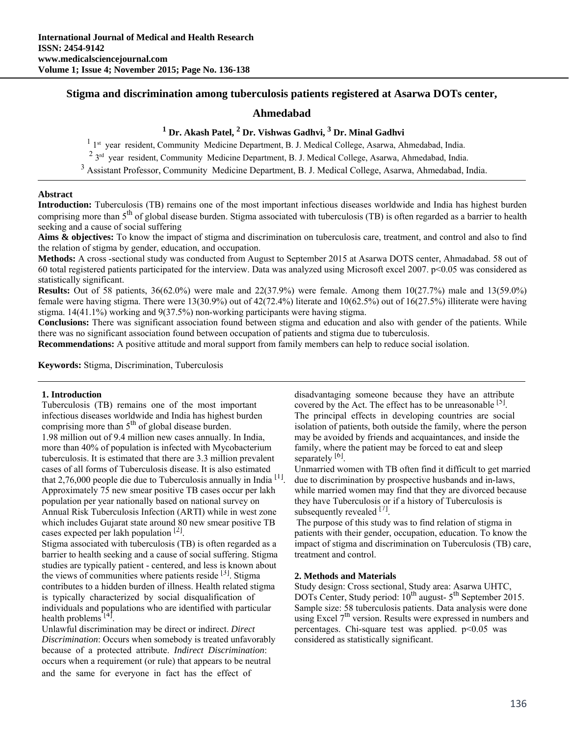# Stigma and discrimination among tuberculosis patients registered at Asarwa DOTs center, Ahmedabad

**[1] Dr. Akash Patel, [2] Dr. Vishwas Gadhvi, [3] Dr. Minal Gadhvi**

[1] 1st year resident, Community Medicine Department, B. J. Medical College, Asarwa, Ahmedabad, India.

[2] 3rd year resident, Community Medicine Department, B. J. Medical College, Asarwa, Ahmedabad, India.

[3] Assistant Professor, Community Medicine Department, B. J. Medical College, Asarwa, Ahmedabad, India.

## Abstract

**Introduction:** Tuberculosis (TB) remains one of the most important infectious diseases worldwide and India has highest burden comprising more than 5th of global disease burden. Stigma associated with tuberculosis (TB) is often regarded as a barrier to health seeking and a cause of social suffering

**Aims & objectives:** To know the impact of stigma and discrimination on tuberculosis care, treatment, and control and also to find the relation of stigma by gender, education, and occupation.

**Methods:** A cross -sectional study was conducted from August to September 2015 at Asarwa DOTS center, Ahmadabad. 58 out of 60 total registered patients participated for the interview. Data was analyzed using Microsoft excel 2007. $p<0.05$ was considered as statistically significant.

**Results:** Out of 58 patients, 36(62.0%) were male and 22(37.9%) were female. Among them 10(27.7%) male and 13(59.0%) female were having stigma. There were 13(30.9%) out of 42(72.4%) literate and 10(62.5%) out of 16(27.5%) illiterate were having stigma. 14(41.1%) working and 9(37.5%) non-working participants were having stigma.

**Conclusions:** There was significant association found between stigma and education and also with gender of the patients. While there was no significant association found between occupation of patients and stigma due to tuberculosis.

**Recommendations:** A positive attitude and moral support from family members can help to reduce social isolation.

**Keywords:** Stigma, Discrimination, Tuberculosis

## 1. Introduction

Tuberculosis (TB) remains one of the most important infectious diseases worldwide and India has highest burden comprising more than 5th of global disease burden.

1.98 million out of 9.4 million new cases annually. In India, more than 40% of population is infected with Mycobacterium tuberculosis. It is estimated that there are 3.3 million prevalent cases of all forms of Tuberculosis disease. It is also estimated that 2,76,000 people die due to Tuberculosis annually in India [1]. Approximately 75 new smear positive TB cases occur per lakh population per year nationally based on national survey on Annual Risk Tuberculosis Infection (ARTI) while in west zone which includes Gujarat state around 80 new smear positive TB cases expected per lakh population [2].

Stigma associated with tuberculosis (TB) is often regarded as a barrier to health seeking and a cause of social suffering. Stigma studies are typically patient - centered, and less is known about the views of communities where patients reside [3]. Stigma contributes to a hidden burden of illness. Health related stigma is typically characterized by social disqualification of individuals and populations who are identified with particular health problems [4].

Unlawful discrimination may be direct or indirect. *Direct Discrimination*: Occurs when somebody is treated unfavorably because of a protected attribute. *Indirect Discrimination*: occurs when a requirement (or rule) that appears to be neutral and the same for everyone in fact has the effect of disadvantaging someone because they have an attribute covered by the Act. The effect has to be unreasonable [5].

The principal effects in developing countries are social isolation of patients, both outside the family, where the person may be avoided by friends and acquaintances, and inside the family, where the patient may be forced to eat and sleep separately [6].

Unmarried women with TB often find it difficult to get married due to discrimination by prospective husbands and in-laws, while married women may find that they are divorced because they have Tuberculosis or if a history of Tuberculosis is subsequently revealed [7].

The purpose of this study was to find relation of stigma in patients with their gender, occupation, education. To know the impact of stigma and discrimination on Tuberculosis (TB) care, treatment and control.

## 2. Methods and Materials

Study design: Cross sectional, Study area: Asarwa UHTC, DOTs Center, Study period: 10th august- 5th September 2015. Sample size: 58 tuberculosis patients. Data analysis were done using Excel 7th version. Results were expressed in numbers and percentages. Chi-square test was applied. $p<0.05$ was considered as statistically significant.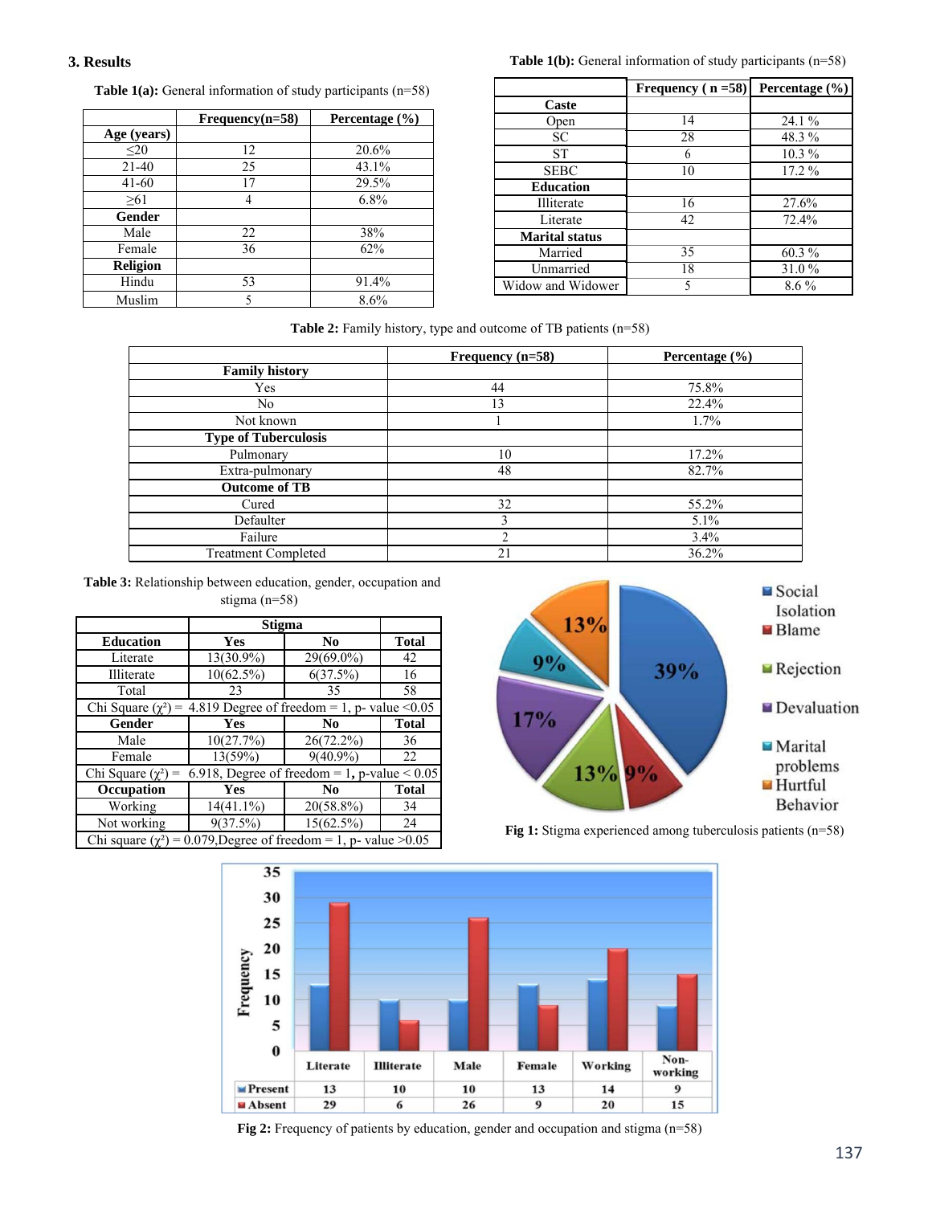## 3. Results

**Table 1(a):** General information of study participants (n=58)

| | Frequency(n=58) | Percentage (%) |
|---|---|---|
| **Age (years)** | | |
| ≤20 | 12 | 20.6% |
| 21-40 | 25 | 43.1% |
| 41-60 | 17 | 29.5% |
| ≥61 | 4 | 6.8% |
| **Gender** | | |
| Male | 22 | 38% |
| Female | 36 | 62% |
| **Religion** | | |
| Hindu | 53 | 91.4% |
| Muslim | 5 | 8.6% |

**Table 1(b):** General information of study participants (n=58)

| | Frequency ( n =58) | Percentage (%) |
|---|---|---|
| **Caste** | | |
| Open | 14 | 24.1 % |
| SC | 28 | 48.3 % |
| ST | 6 | 10.3 % |
| SEBC | 10 | 17.2 % |
| **Education** | | |
| Illiterate | 16 | 27.6% |
| Literate | 42 | 72.4% |
| **Marital status** | | |
| Married | 35 | 60.3 % |
| Unmarried | 18 | 31.0 % |
| Widow and Widower | 5 | 8.6 % |

**Table 2:** Family history, type and outcome of TB patients (n=58)

| | Frequency (n=58) | Percentage (%) |
|---|---|---|
| **Family history** | | |
| Yes | 44 | 75.8% |
| No | 13 | 22.4% |
| Not known | 1 | 1.7% |
| **Type of Tuberculosis** | | |
| Pulmonary | 10 | 17.2% |
| Extra-pulmonary | 48 | 82.7% |
| **Outcome of TB** | | |
| Cured | 32 | 55.2% |
| Defaulter | 3 | 5.1% |
| Failure | 2 | 3.4% |
| Treatment Completed | 21 | 36.2% |

**Table 3:** Relationship between education, gender, occupation and stigma (n=58)

| | Stigma | | |
|---|---|---|---|
| **Education** | **Yes** | **No** | **Total** |
| Literate | 13(30.9%) | 29(69.0%) | 42 |
| Illiterate | 10(62.5%) | 6(37.5%) | 16 |
| Total | 23 | 35 | 58 |
| Chi Square ($\chi^2$) = 4.819 Degree of freedom = 1, p- value <0.05 | | | |
| **Gender** | **Yes** | **No** | **Total** |
| Male | 10(27.7%) | 26(72.2%) | 36 |
| Female | 13(59%) | 9(40.9%) | 22 |
| Chi Square ($\chi^2$) = 6.918, Degree of freedom = 1, p-value < 0.05 | | | |
| **Occupation** | **Yes** | **No** | **Total** |
| Working | 14(41.1%) | 20(58.8%) | 34 |
| Not working | 9(37.5%) | 15(62.5%) | 24 |
| Chi square ($\chi^2$) = 0.079,Degree of freedom = 1, p- value >0.05 | | | |

**Fig 1:** Stigma experienced among tuberculosis patients (n=58)

**Fig 2:** Frequency of patients by education, gender and occupation and stigma (n=58)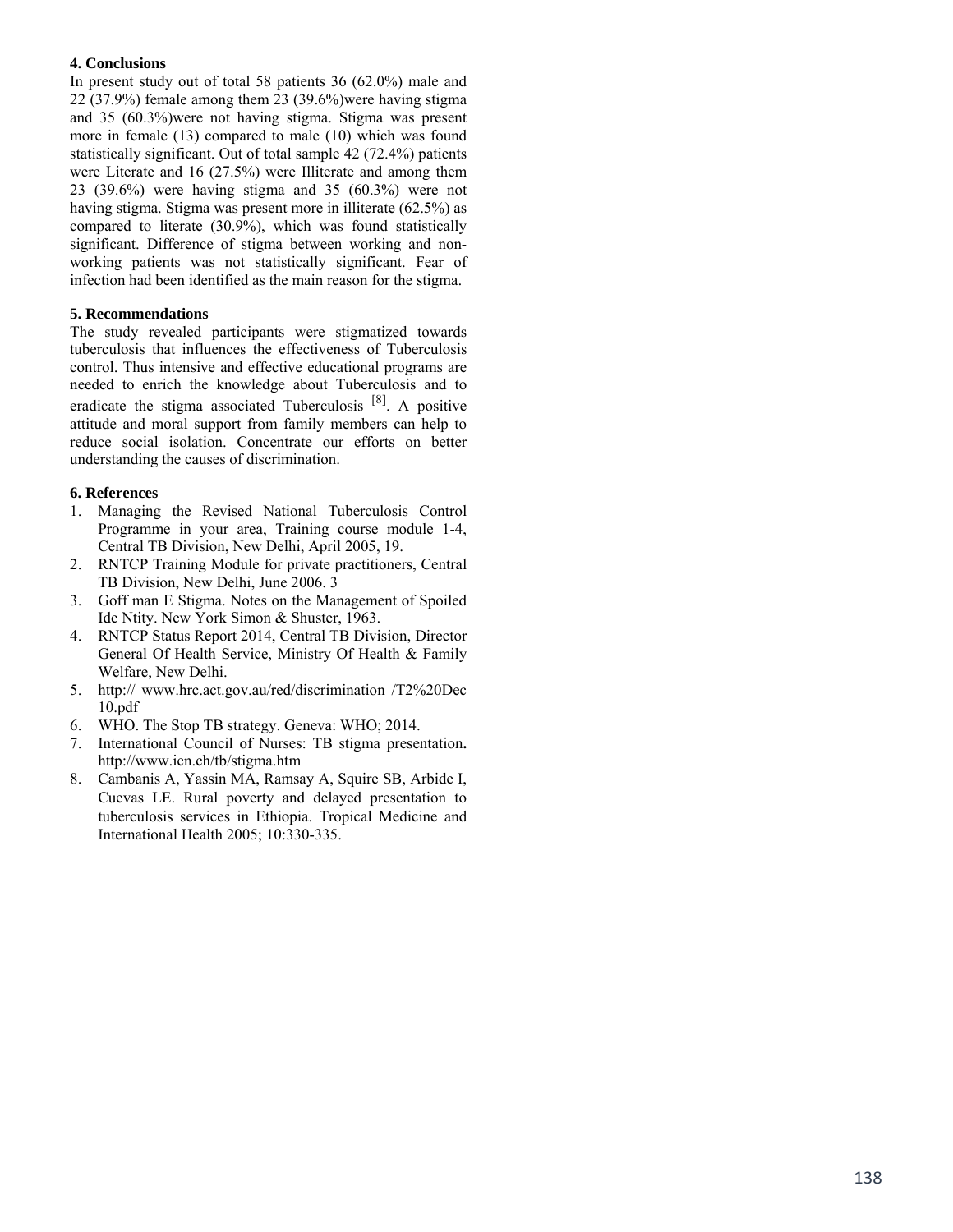## 4. Conclusions

In present study out of total 58 patients 36 (62.0%) male and 22 (37.9%) female among them 23 (39.6%)were having stigma and 35 (60.3%)were not having stigma. Stigma was present more in female (13) compared to male (10) which was found statistically significant. Out of total sample 42 (72.4%) patients were Literate and 16 (27.5%) were Illiterate and among them 23 (39.6%) were having stigma and 35 (60.3%) were not having stigma. Stigma was present more in illiterate (62.5%) as compared to literate (30.9%), which was found statistically significant. Difference of stigma between working and non-working patients was not statistically significant. Fear of infection had been identified as the main reason for the stigma.

## 5. Recommendations

The study revealed participants were stigmatized towards tuberculosis that influences the effectiveness of Tuberculosis control. Thus intensive and effective educational programs are needed to enrich the knowledge about Tuberculosis and to eradicate the stigma associated Tuberculosis [8]. A positive attitude and moral support from family members can help to reduce social isolation. Concentrate our efforts on better understanding the causes of discrimination.

## 6. References

1. Managing the Revised National Tuberculosis Control Programme in your area, Training course module 1-4, Central TB Division, New Delhi, April 2005, 19.
2. RNTCP Training Module for private practitioners, Central TB Division, New Delhi, June 2006. 3
3. Goff man E Stigma. Notes on the Management of Spoiled Ide Ntity. New York Simon & Shuster, 1963.
4. RNTCP Status Report 2014, Central TB Division, Director General Of Health Service, Ministry Of Health & Family Welfare, New Delhi.
5. http:// www.hrc.act.gov.au/red/discrimination /T2%20Dec 10.pdf
6. WHO. The Stop TB strategy. Geneva: WHO; 2014.
7. International Council of Nurses: TB stigma presentation**.** http://www.icn.ch/tb/stigma.htm
8. Cambanis A, Yassin MA, Ramsay A, Squire SB, Arbide I, Cuevas LE. Rural poverty and delayed presentation to tuberculosis services in Ethiopia. Tropical Medicine and International Health 2005; 10:330-335.